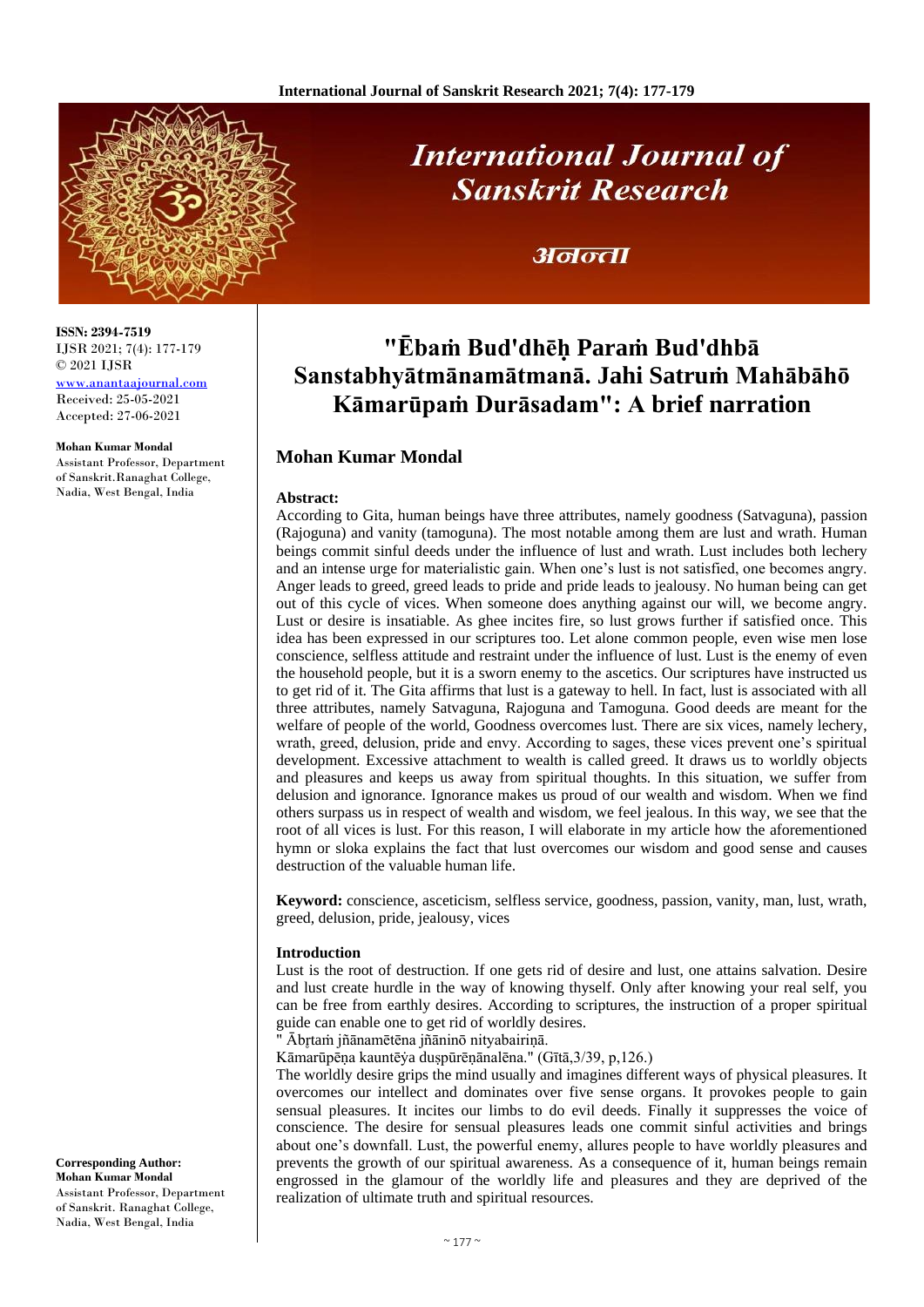ISSN: 2394-7519
IJSR 2021; 7(4): 177-179
© 2021 IJSR
www.anantaajournal.com
Received: 25-05-2021
Accepted: 27-06-2021

**Mohan Kumar Mondal**
Assistant Professor, Department of Sanskrit.Ranaghat College, Nadia, West Bengal, India

**Corresponding Author:**
**Mohan Kumar Mondal**
Assistant Professor, Department of Sanskrit. Ranaghat College, Nadia, West Bengal, India

# "Ēbaṁ Bud'dhēḥ Paraṁ Bud'dhbā Sanstabhyātmānamātmanā. Jahi Satruṁ Mahābāhō Kāmarūpaṁ Durāsadam": A brief narration

## Mohan Kumar Mondal

**Abstract:**

According to Gita, human beings have three attributes, namely goodness (Satvaguna), passion (Rajoguna) and vanity (tamoguna). The most notable among them are lust and wrath. Human beings commit sinful deeds under the influence of lust and wrath. Lust includes both lechery and an intense urge for materialistic gain. When one's lust is not satisfied, one becomes angry. Anger leads to greed, greed leads to pride and pride leads to jealousy. No human being can get out of this cycle of vices. When someone does anything against our will, we become angry. Lust or desire is insatiable. As ghee incites fire, so lust grows further if satisfied once. This idea has been expressed in our scriptures too. Let alone common people, even wise men lose conscience, selfless attitude and restraint under the influence of lust. Lust is the enemy of even the household people, but it is a sworn enemy to the ascetics. Our scriptures have instructed us to get rid of it. The Gita affirms that lust is a gateway to hell. In fact, lust is associated with all three attributes, namely Satvaguna, Rajoguna and Tamoguna. Good deeds are meant for the welfare of people of the world, Goodness overcomes lust. There are six vices, namely lechery, wrath, greed, delusion, pride and envy. According to sages, these vices prevent one's spiritual development. Excessive attachment to wealth is called greed. It draws us to worldly objects and pleasures and keeps us away from spiritual thoughts. In this situation, we suffer from delusion and ignorance. Ignorance makes us proud of our wealth and wisdom. When we find others surpass us in respect of wealth and wisdom, we feel jealous. In this way, we see that the root of all vices is lust. For this reason, I will elaborate in my article how the aforementioned hymn or sloka explains the fact that lust overcomes our wisdom and good sense and causes destruction of the valuable human life.

**Keyword:** conscience, asceticism, selfless service, goodness, passion, vanity, man, lust, wrath, greed, delusion, pride, jealousy, vices

### Introduction

Lust is the root of destruction. If one gets rid of desire and lust, one attains salvation. Desire and lust create hurdle in the way of knowing thyself. Only after knowing your real self, you can be free from earthly desires. According to scriptures, the instruction of a proper spiritual guide can enable one to get rid of worldly desires.

" Ābṛtaṁ jñānamētēna jñāninō nityabairiṇā.
Kāmarūpēṇa kauntēẏa duṣpūrēṇānalēna." (Gītā,3/39, p,126.)

The worldly desire grips the mind usually and imagines different ways of physical pleasures. It overcomes our intellect and dominates over five sense organs. It provokes people to gain sensual pleasures. It incites our limbs to do evil deeds. Finally it suppresses the voice of conscience. The desire for sensual pleasures leads one commit sinful activities and brings about one's downfall. Lust, the powerful enemy, allures people to have worldly pleasures and prevents the growth of our spiritual awareness. As a consequence of it, human beings remain engrossed in the glamour of the worldly life and pleasures and they are deprived of the realization of ultimate truth and spiritual resources.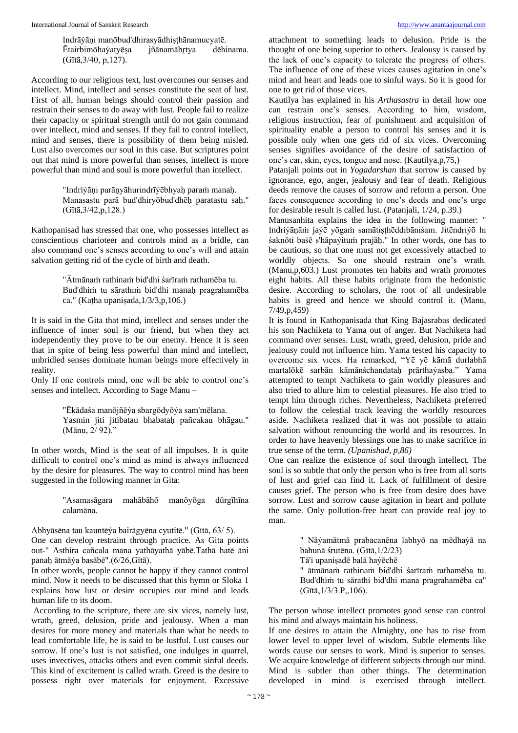Indrāẏāṇi manōbud'dhirasyādhiṣṭhānamucyatē.
Ētairbimōhaẏatyēṣa jñānamābr̥tya dēhinama. (Gītā,3/40, p,127).

According to our religious text, lust overcomes our senses and intellect. Mind, intellect and senses constitute the seat of lust. First of all, human beings should control their passion and restrain their senses to do away with lust. People fail to realize their capacity or spiritual strength until do not gain command over intellect, mind and senses. If they fail to control intellect, mind and senses, there is possibility of them being misled. Lust also overcomes our soul in this case. But scriptures point out that mind is more powerful than senses, intellect is more powerful than mind and soul is more powerful than intellect.

"Indriẏāṇi parāṇyāhurindrīẏēbhyaḥ paraṁ manaḥ.
Manasastu parā bud'dhiryōbud'dhēḥ paratastu saḥ." (Gītā,3/42,p,128.)

Kathopanisad has stressed that one, who possesses intellect as conscientious charioteer and controls mind as a bridle, can also command one's senses according to one's will and attain salvation getting rid of the cycle of birth and death.

"Ātmānaṁ rathinaṁ bid'dhi śarīraṁ rathamēba tu.
Bud'dhiṁ tu sārathiṁ bid'dhi manaḥ pragrahamēba ca." (Kaṭha upaniṣada,1/3/3,p,106.)

It is said in the Gita that mind, intellect and senses under the influence of inner soul is our friend, but when they act independently they prove to be our enemy. Hence it is seen that in spite of being less powerful than mind and intellect, unbridled senses dominate human beings more effectively in reality.

Only If one controls mind, one will be able to control one's senses and intellect. According to Sage Manu –

"Ēkādaśa manōjñēẏa sbargōdyōẏa sam'mēlana.
Yasmin jiti jitibatau bhabataḥ pañcakau bhāgau." (Mānu, 2/ 92)."

In other words, Mind is the seat of all impulses. It is quite difficult to control one's mind as mind is always influenced by the desire for pleasures. The way to control mind has been suggested in the following manner in Gita:

"Asamasāgara mahābāhō manōyōga dūrgīhīna calamāna.

Abhyāsēna tau kauntēẏa bairāgyēna cyutitē." (Gītā, 63/ 5).

One can develop restraint through practice. As Gita points out-" Asthira cañcala mana yathāyathā yābē.Tathā hatē āni panaḥ ātmāẏa basābē".(6/26,Gītā).

In other words, people cannot be happy if they cannot control mind. Now it needs to be discussed that this hymn or Sloka 1 explains how lust or desire occupies our mind and leads human life to its doom.

According to the scripture, there are six vices, namely lust, wrath, greed, delusion, pride and jealousy. When a man desires for more money and materials than what he needs to lead comfortable life, he is said to be lustful. Lust causes our sorrow. If one's lust is not satisfied, one indulges in quarrel, uses invectives, attacks others and even commit sinful deeds. This kind of excitement is called wrath. Greed is the desire to possess right over materials for enjoyment. Excessive attachment to something leads to delusion. Pride is the thought of one being superior to others. Jealousy is caused by the lack of one's capacity to tolerate the progress of others. The influence of one of these vices causes agitation in one's mind and heart and leads one to sinful ways. So it is good for one to get rid of those vices.

Kautilya has explained in his *Arthasastra* in detail how one can restrain one's senses. According to him, wisdom, religious instruction, fear of punishment and acquisition of spirituality enable a person to control his senses and it is possible only when one gets rid of six vices. Overcoming senses signifies avoidance of the desire of satisfaction of one's ear, skin, eyes, tongue and nose. (Kautilya,p,75,)

Patanjali points out in *Yogadarshan* that sorrow is caused by ignorance, ego, anger, jealousy and fear of death. Religious deeds remove the causes of sorrow and reform a person. One faces consequence according to one's deeds and one's urge for desirable result is called lust. (Patanjali, 1/24, p.39.)

Manusanhita explains the idea in the following manner: " Indriẏāṇāṁ jaẏē yōgaṁ samātiṣṭhēddibāniśam. Jitēndriẏō hi śaknōti baśē s'hāpaẏituṁ prajāḥ." In other words, one has to be cautious, so that one must not get excessively attached to worldly objects. So one should restrain one's wrath. (Manu,p,603.) Lust promotes ten habits and wrath promotes eight habits. All these habits originate from the hedonistic desire. According to scholars, the root of all undesirable habits is greed and hence we should control it. (Manu, 7/49,p,459)

It is found in Kathopanisada that King Bajasrabas dedicated his son Nachiketa to Yama out of anger. But Nachiketa had command over senses. Lust, wrath, greed, delusion, pride and jealousy could not influence him. Yama tested his capacity to overcome six vices. Ha remarked, "Yē yē kāmā durlabhā martalōkē sarbān kāmānśchandataḥ prārthaẏasba." Yama attempted to tempt Nachiketa to gain worldly pleasures and also tried to allure him to celestial pleasures. He also tried to tempt him through riches. Nevertheless, Nachiketa preferred to follow the celestial track leaving the worldly resources aside. Nachiketa realized that it was not possible to attain salvation without renouncing the world and its resources. In order to have heavenly blessings one has to make sacrifice in true sense of the term. *(Upanishad, p,86)*

One can realize the existence of soul through intellect. The soul is so subtle that only the person who is free from all sorts of lust and grief can find it. Lack of fulfillment of desire causes grief. The person who is free from desire does have sorrow. Lust and sorrow cause agitation in heart and pollute the same. Only pollution-free heart can provide real joy to man.

" Nāẏamātmā prabacanēna labhyō na mēdhaẏā na bahunā śrutēna. (Gītā,1/2/23)
Tā'i upaniṣadē balā haẏēchē
" ātmānaṁ rathinaṁ bid'dhi śarīraṁ rathamēba tu. Bud'dhiṁ tu sārathi bid'dhi mana pragrahamēba ca" (Gītā,1/3/3.P,,106).

The person whose intellect promotes good sense can control his mind and always maintain his holiness.

If one desires to attain the Almighty, one has to rise from lower level to upper level of wisdom. Subtle elements like words cause our senses to work. Mind is superior to senses. We acquire knowledge of different subjects through our mind. Mind is subtler than other things. The determination developed in mind is exercised through intellect.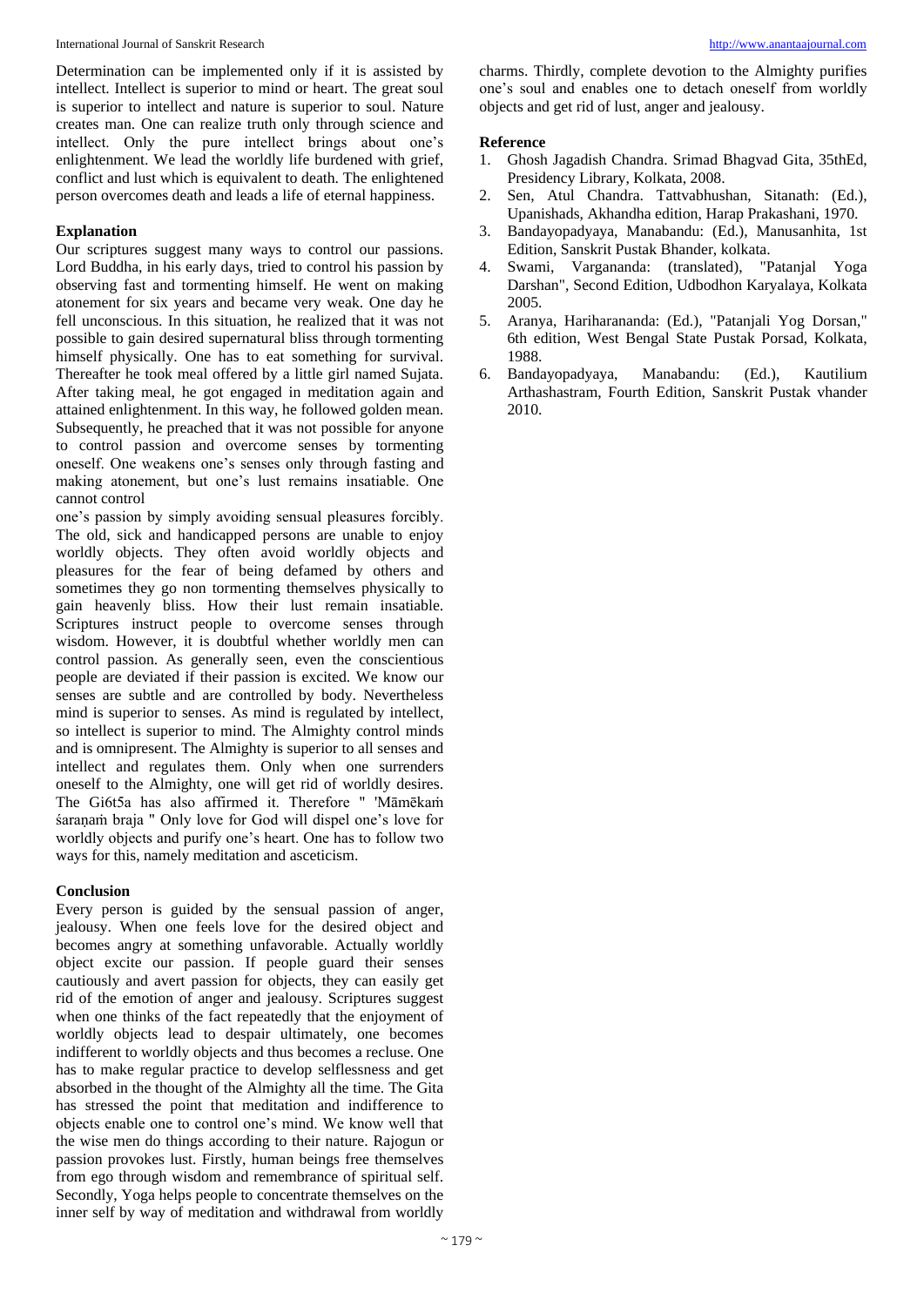Determination can be implemented only if it is assisted by intellect. Intellect is superior to mind or heart. The great soul is superior to intellect and nature is superior to soul. Nature creates man. One can realize truth only through science and intellect. Only the pure intellect brings about one's enlightenment. We lead the worldly life burdened with grief, conflict and lust which is equivalent to death. The enlightened person overcomes death and leads a life of eternal happiness.

### Explanation

Our scriptures suggest many ways to control our passions. Lord Buddha, in his early days, tried to control his passion by observing fast and tormenting himself. He went on making atonement for six years and became very weak. One day he fell unconscious. In this situation, he realized that it was not possible to gain desired supernatural bliss through tormenting himself physically. One has to eat something for survival. Thereafter he took meal offered by a little girl named Sujata. After taking meal, he got engaged in meditation again and attained enlightenment. In this way, he followed golden mean. Subsequently, he preached that it was not possible for anyone to control passion and overcome senses by tormenting oneself. One weakens one's senses only through fasting and making atonement, but one's lust remains insatiable. One cannot control one's passion by simply avoiding sensual pleasures forcibly. The old, sick and handicapped persons are unable to enjoy worldly objects. They often avoid worldly objects and pleasures for the fear of being defamed by others and sometimes they go non tormenting themselves physically to gain heavenly bliss. How their lust remain insatiable. Scriptures instruct people to overcome senses through wisdom. However, it is doubtful whether worldly men can control passion. As generally seen, even the conscientious people are deviated if their passion is excited. We know our senses are subtle and are controlled by body. Nevertheless mind is superior to senses. As mind is regulated by intellect, so intellect is superior to mind. The Almighty control minds and is omnipresent. The Almighty is superior to all senses and intellect and regulates them. Only when one surrenders oneself to the Almighty, one will get rid of worldly desires. The Gi6t5a has also affirmed it. Therefore " 'Māmēkaṁ śaraṇaṁ braja " Only love for God will dispel one's love for worldly objects and purify one's heart. One has to follow two ways for this, namely meditation and asceticism.

### Conclusion

Every person is guided by the sensual passion of anger, jealousy. When one feels love for the desired object and becomes angry at something unfavorable. Actually worldly object excite our passion. If people guard their senses cautiously and avert passion for objects, they can easily get rid of the emotion of anger and jealousy. Scriptures suggest when one thinks of the fact repeatedly that the enjoyment of worldly objects lead to despair ultimately, one becomes indifferent to worldly objects and thus becomes a recluse. One has to make regular practice to develop selflessness and get absorbed in the thought of the Almighty all the time. The Gita has stressed the point that meditation and indifference to objects enable one to control one's mind. We know well that the wise men do things according to their nature. Rajogun or passion provokes lust. Firstly, human beings free themselves from ego through wisdom and remembrance of spiritual self. Secondly, Yoga helps people to concentrate themselves on the inner self by way of meditation and withdrawal from worldly charms. Thirdly, complete devotion to the Almighty purifies one's soul and enables one to detach oneself from worldly objects and get rid of lust, anger and jealousy.

### Reference

1. Ghosh Jagadish Chandra. Srimad Bhagvad Gita, 35thEd, Presidency Library, Kolkata, 2008.
2. Sen, Atul Chandra. Tattvabhushan, Sitanath: (Ed.), Upanishads, Akhandha edition, Harap Prakashani, 1970.
3. Bandayopadyaya, Manabandu: (Ed.), Manusanhita, 1st Edition, Sanskrit Pustak Bhander, kolkata.
4. Swami, Vargananda: (translated), "Patanjal Yoga Darshan", Second Edition, Udbodhon Karyalaya, Kolkata 2005.
5. Aranya, Hariharananda: (Ed.), "Patanjali Yog Dorsan," 6th edition, West Bengal State Pustak Porsad, Kolkata, 1988.
6. Bandayopadyaya, Manabandu: (Ed.), Kautilium Arthashastram, Fourth Edition, Sanskrit Pustak vhander 2010.